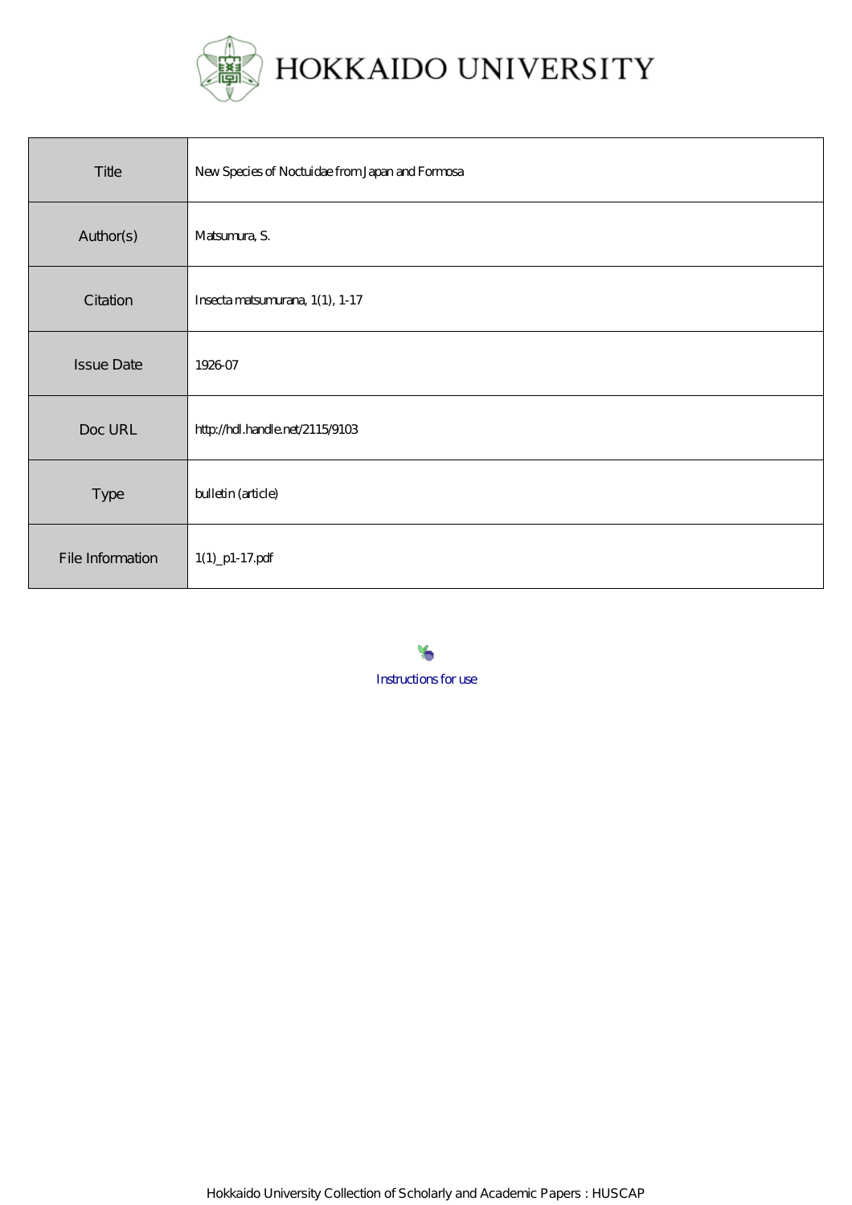# HOKKAIDO UNIVERSITY

| Title | New Species of Noctuidae from Japan and Formosa |
| --- | --- |
| Author(s) | Matsumura, S. |
| Citation | Insecta matsumurana, 1(1), 1-17 |
| Issue Date | 1926-07 |
| Doc URL | http://hdl.handle.net/2115/9103 |
| Type | bulletin (article) |
| File Information | 1(1)_p1-17.pdf |

Instructions for use

Hokkaido University Collection of Scholarly and Academic Papers : HUSCAP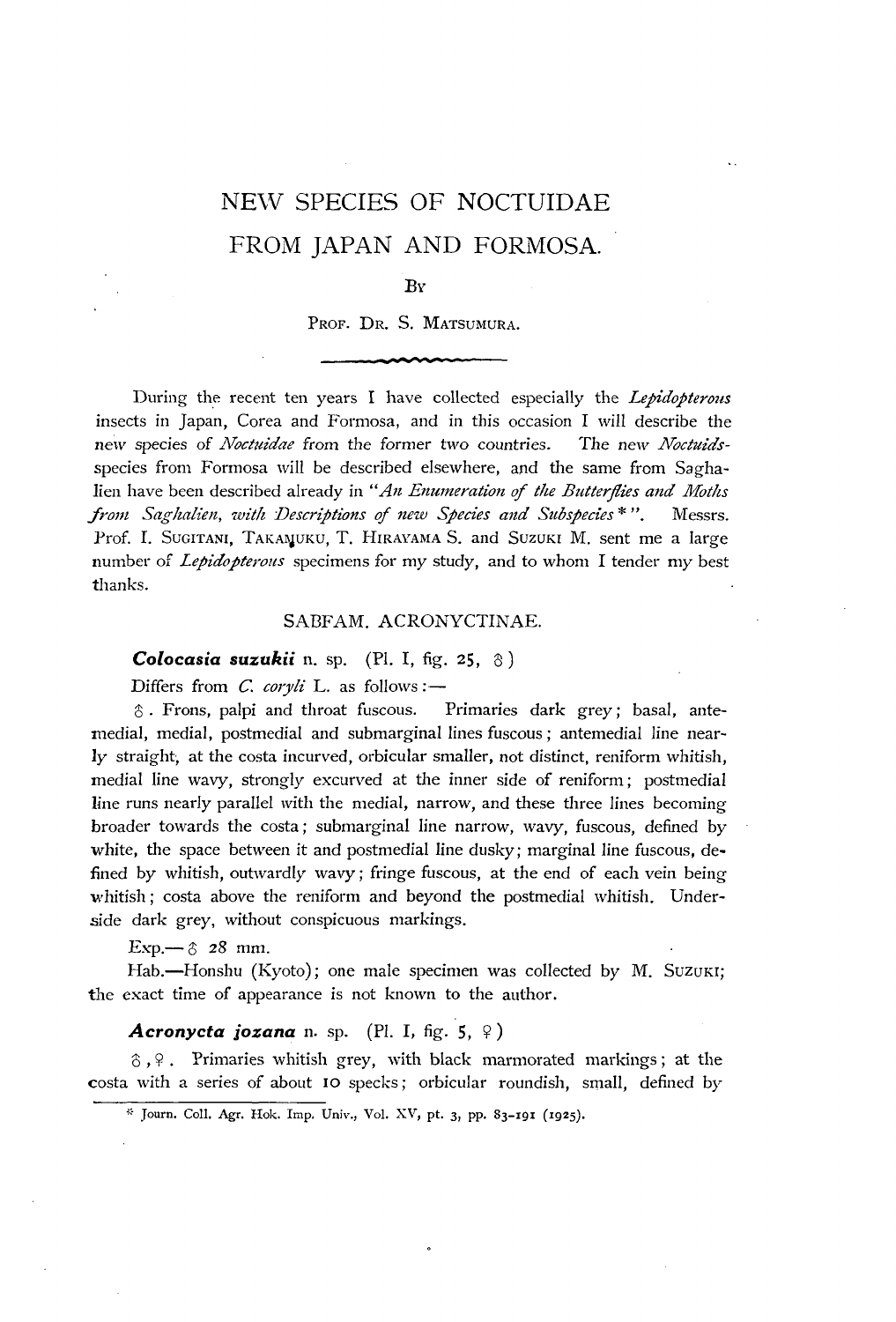# NEW SPECIES OF NOCTUIDAE FROM JAPAN AND FORMOSA.

By

PROF. DR. S. MATSUMURA.

During the recent ten years I have collected especially the *Lepidopterous* insects in Japan, Corea and Formosa, and in this occasion I will describe the new species of *Noctuidae* from the former two countries. The new *Noctuids*-species from Formosa will be described elsewhere, and the same from Saghalien have been described already in "*An Enumeration of the Butterflies and Moths from Saghalien, with Descriptions of new Species and Subspecies* *". Messrs. Prof. I. SUGITANI, TAKAMUKU, T. HIRAYAMA S. and SUZUKI M. sent me a large number of *Lepidopterous* specimens for my study, and to whom I tender my best thanks.

## SABFAM. ACRONYCTINAE.

***Colocasia suzukii*** n. sp. (Pl. I, fig. 25, ♂)

Differs from *C. coryli* L. as follows:—

♂. Frons, palpi and throat fuscous. Primaries dark grey; basal, antemedial, medial, postmedial and submarginal lines fuscous; antemedial line nearly straight, at the costa incurved, orbicular smaller, not distinct, reniform whitish, medial line wavy, strongly excurved at the inner side of reniform; postmedial line runs nearly parallel with the medial, narrow, and these three lines becoming broader towards the costa; submarginal line narrow, wavy, fuscous, defined by white, the space between it and postmedial line dusky; marginal line fuscous, defined by whitish, outwardly wavy; fringe fuscous, at the end of each vein being whitish; costa above the reniform and beyond the postmedial whitish. Underside dark grey, without conspicuous markings.

Exp.—♂ 28 mm.

Hab.—Honshu (Kyoto); one male specimen was collected by M. SUZUKI; the exact time of appearance is not known to the author.

***Acronycta jozana*** n. sp. (Pl. I, fig. 5, ♀)

♂, ♀. Primaries whitish grey, with black marmorated markings; at the costa with a series of about 10 specks; orbicular roundish, small, defined by

* Journ. Coll. Agr. Hok. Imp. Univ., Vol. XV, pt. 3, pp. 83–191 (1925).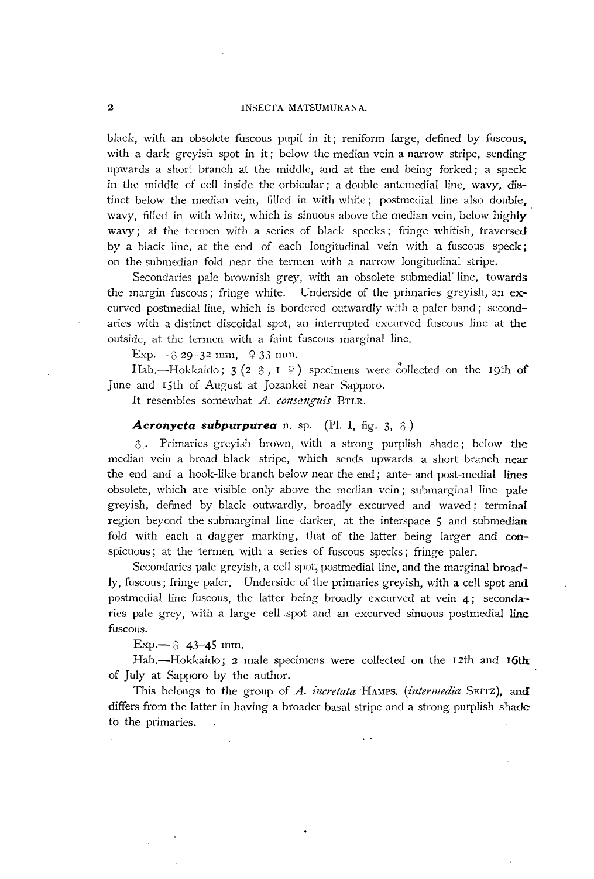black, with an obsolete fuscous pupil in it; reniform large, defined by fuscous, with a dark greyish spot in it; below the median vein a narrow stripe, sending upwards a short branch at the middle, and at the end being forked; a speck in the middle of cell inside the orbicular; a double antemedial line, wavy, distinct below the median vein, filled in with white; postmedial line also double, wavy, filled in with white, which is sinuous above the median vein, below highly wavy; at the termen with a series of black specks; fringe whitish, traversed by a black line, at the end of each longitudinal vein with a fuscous speck; on the submedian fold near the termen with a narrow longitudinal stripe.

Secondaries pale brownish grey, with an obsolete submedial line, towards the margin fuscous; fringe white. Underside of the primaries greyish, an excurved postmedial line, which is bordered outwardly with a paler band; secondaries with a distinct discoidal spot, an interrupted excurved fuscous line at the outside, at the termen with a faint fuscous marginal line.

Exp.—♂ 29–32 mm, ♀ 33 mm.

Hab.—Hokkaido; 3 (2 ♂, 1 ♀) specimens were collected on the 19th of June and 15th of August at Jozankei near Sapporo.

It resembles somewhat *A. consanguis* BTLR.

***Acronycta subpurpurea*** n. sp. (Pl. I, fig. 3, ♂)

♂. Primaries greyish brown, with a strong purplish shade; below the median vein a broad black stripe, which sends upwards a short branch near the end and a hook-like branch below near the end; ante- and post-medial lines obsolete, which are visible only above the median vein; submarginal line pale greyish, defined by black outwardly, broadly excurved and waved; terminal region beyond the submarginal line darker, at the interspace 5 and submedian fold with each a dagger marking, that of the latter being larger and conspicuous; at the termen with a series of fuscous specks; fringe paler.

Secondaries pale greyish, a cell spot, postmedial line, and the marginal broadly, fuscous; fringe paler. Underside of the primaries greyish, with a cell spot and postmedial line fuscous, the latter being broadly excurved at vein 4; secondaries pale grey, with a large cell spot and an excurved sinuous postmedial line fuscous.

Exp.—♂ 43–45 mm.

Hab.—Hokkaido; 2 male specimens were collected on the 12th and 16th of July at Sapporo by the author.

This belongs to the group of *A. incretata* HAMPS. (*intermedia* SEITZ), and differs from the latter in having a broader basal stripe and a strong purplish shade to the primaries.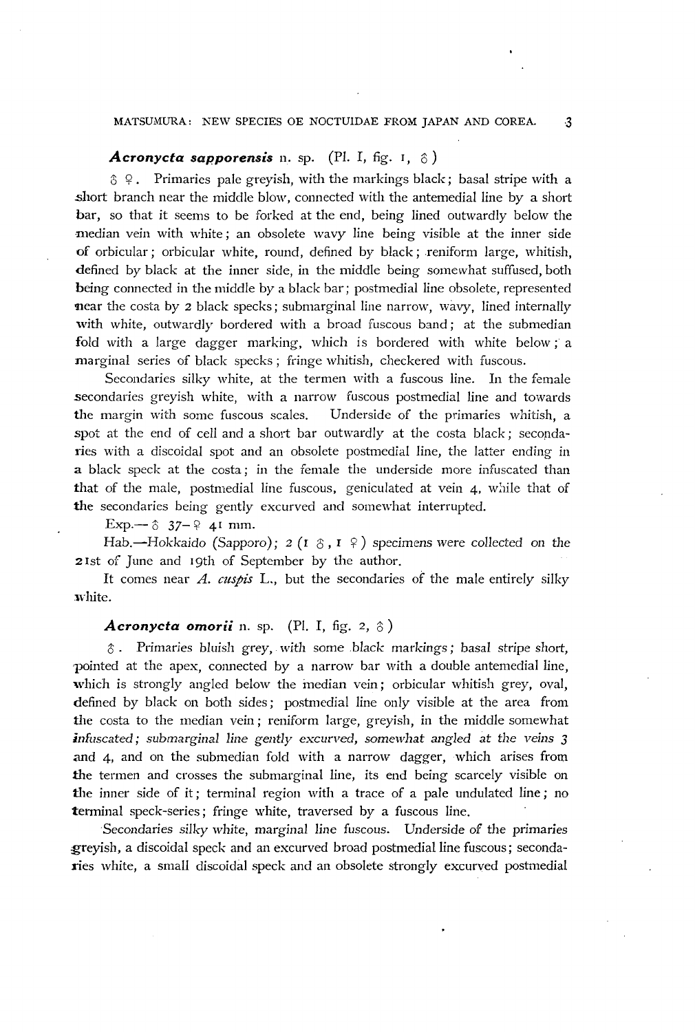### ***Acronycta sapporensis*** n. sp. (Pl. I, fig. 1, ♂)

♂ ♀. Primaries pale greyish, with the markings black; basal stripe with a short branch near the middle blow, connected with the antemedial line by a short bar, so that it seems to be forked at the end, being lined outwardly below the median vein with white; an obsolete wavy line being visible at the inner side of orbicular; orbicular white, round, defined by black; reniform large, whitish, defined by black at the inner side, in the middle being somewhat suffused, both being connected in the middle by a black bar; postmedial line obsolete, represented near the costa by 2 black specks; submarginal line narrow, wavy, lined internally with white, outwardly bordered with a broad fuscous band; at the submedian fold with a large dagger marking, which is bordered with white below; a marginal series of black specks; fringe whitish, checkered with fuscous.

Secondaries silky white, at the termen with a fuscous line. In the female secondaries greyish white, with a narrow fuscous postmedial line and towards the margin with some fuscous scales. Underside of the primaries whitish, a spot at the end of cell and a short bar outwardly at the costa black; secondaries with a discoidal spot and an obsolete postmedial line, the latter ending in a black speck at the costa; in the female the underside more infuscated than that of the male, postmedial line fuscous, geniculated at vein 4, while that of the secondaries being gently excurved and somewhat interrupted.

Exp.—♂ 37–♀ 41 mm.

Hab.—Hokkaido (Sapporo); *2 (1 ♂, 1 ♀) specimens were collected on the* 21st of June and 19th of September by the author.

It comes near *A. cuspis* L., but the secondaries of the male entirely silky white.

### ***Acronycta omorii*** n. sp. (Pl. I, fig. 2, ♂)

♂. Primaries bluish grey, with some black markings; basal stripe short, pointed at the apex, connected by a narrow bar with a double antemedial line, which is strongly angled below the median vein; orbicular whitish grey, oval, defined by black on both sides; postmedial line only visible at the area from the costa to the median vein; reniform large, greyish, in the middle somewhat *infuscated; submarginal line gently excurved, somewhat angled at the veins 3* and 4, and on the submedian fold with a narrow dagger, which arises from the termen and crosses the submarginal line, its end being scarcely visible on the inner side of it; terminal region with a trace of a pale undulated line; no terminal speck-series; fringe white, traversed by a fuscous line.

Secondaries silky white, marginal line fuscous. Underside of the primaries greyish, a discoidal speck and an excurved broad postmedial line fuscous; secondaries white, a small discoidal speck and an obsolete strongly excurved postmedial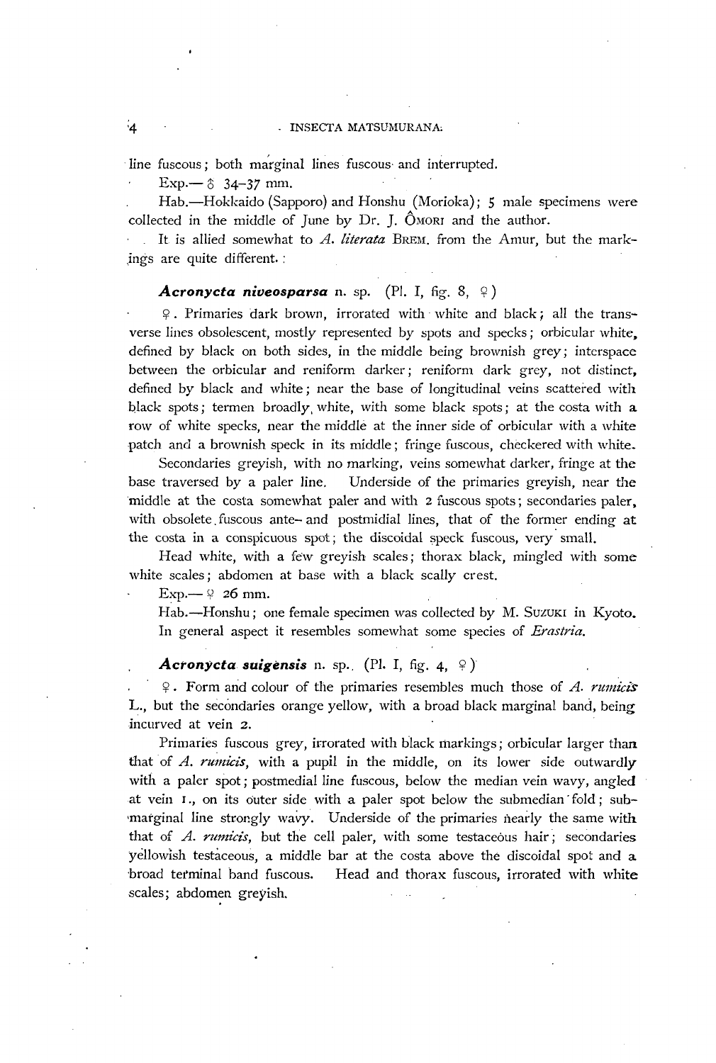line fuscous; both marginal lines fuscous and interrupted.

Exp.—♂ 34–37 mm.

Hab.—Hokkaido (Sapporo) and Honshu (Morioka); 5 male specimens were collected in the middle of June by Dr. J. ÔMORI and the author.

It is allied somewhat to *A. literata* BREM. from the Amur, but the markings are quite different.

### *Acronycta niveosparsa* n. sp. (Pl. I, fig. 8, ♀)

♀. Primaries dark brown, irrorated with white and black; all the transverse lines obsolescent, mostly represented by spots and specks; orbicular white, defined by black on both sides, in the middle being brownish grey; interspace between the orbicular and reniform darker; reniform dark grey, not distinct, defined by black and white; near the base of longitudinal veins scattered with black spots; termen broadly white, with some black spots; at the costa with a row of white specks, near the middle at the inner side of orbicular with a white patch and a brownish speck in its middle; fringe fuscous, checkered with white.

Secondaries greyish, with no marking, veins somewhat darker, fringe at the base traversed by a paler line. Underside of the primaries greyish, near the middle at the costa somewhat paler and with 2 fuscous spots; secondaries paler, with obsolete fuscous ante- and postmidial lines, that of the former ending at the costa in a conspicuous spot; the discoidal speck fuscous, very small.

Head white, with a few greyish scales; thorax black, mingled with some white scales; abdomen at base with a black scally crest.

Exp.—♀ 26 mm.

Hab.—Honshu; one female specimen was collected by M. SUZUKI in Kyoto. In general aspect it resembles somewhat some species of *Erastria*.

### *Acronycta suigensis* n. sp. (Pl. I, fig. 4, ♀)

♀. Form and colour of the primaries resembles much those of *A. rumicis* L., but the secondaries orange yellow, with a broad black marginal band, being incurved at vein 2.

Primaries fuscous grey, irrorated with black markings; orbicular larger than that of *A. rumicis*, with a pupil in the middle, on its lower side outwardly with a paler spot; postmedial line fuscous, below the median vein wavy, angled at vein 1., on its outer side with a paler spot below the submedian fold; submarginal line strongly wavy. Underside of the primaries nearly the same with that of *A. rumicis*, but the cell paler, with some testaceous hair; secondaries yellowish testaceous, a middle bar at the costa above the discoidal spot and a broad terminal band fuscous. Head and thorax fuscous, irrorated with white scales; abdomen greyish.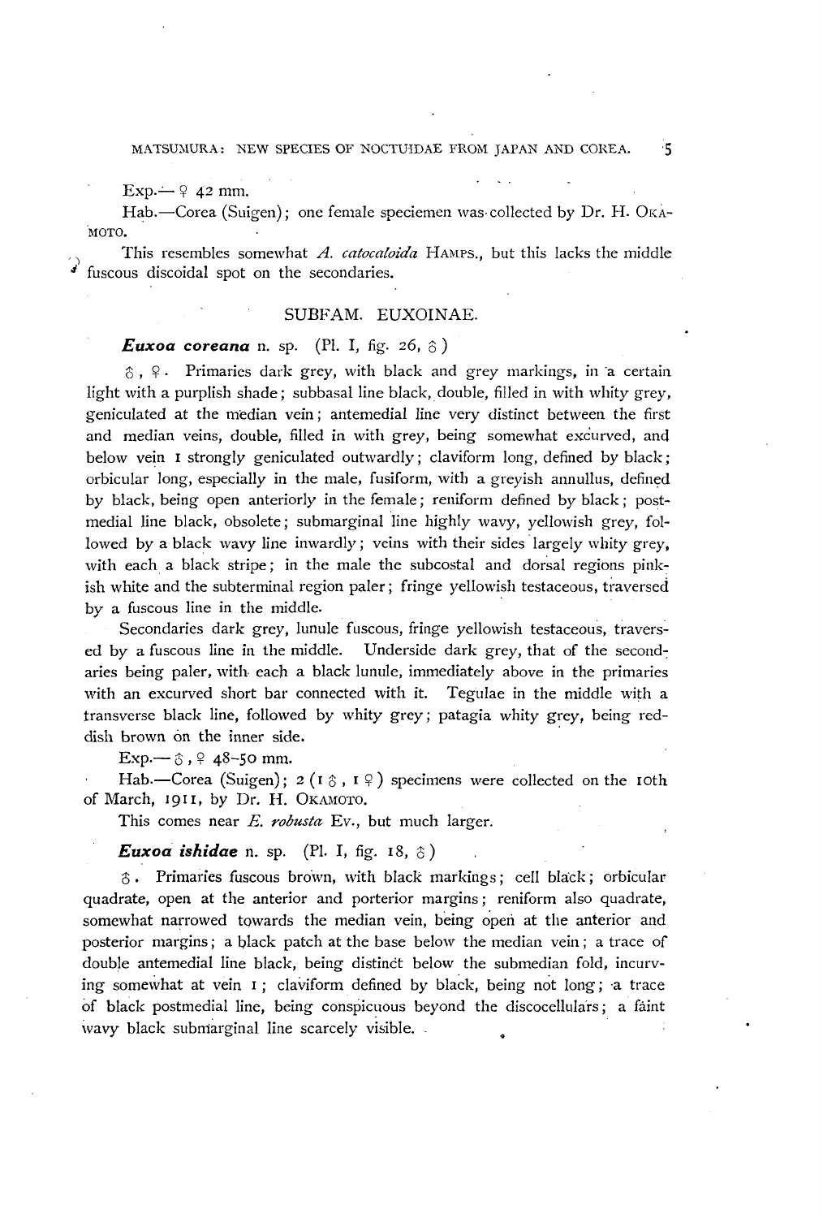Exp.—♀ 42 mm.

Hab.—Corea (Suigen); one female speciemen was collected by Dr. H. OKAMOTO.

This resembles somewhat *A. catocaloida* HAMPS., but this lacks the middle fuscous discoidal spot on the secondaries.

## SUBFAM. EUXOINAE.

***Euxoa coreana*** n. sp. (Pl. I, fig. 26, ♂)

♂, ♀. Primaries dark grey, with black and grey markings, in a certain light with a purplish shade; subbasal line black, double, filled in with whity grey, geniculated at the median vein; antemedial line very distinct between the first and median veins, double, filled in with grey, being somewhat excurved, and below vein 1 strongly geniculated outwardly; claviform long, defined by black; orbicular long, especially in the male, fusiform, with a greyish annullus, defined by black, being open anteriorly in the female; reniform defined by black; postmedial line black, obsolete; submarginal line highly wavy, yellowish grey, followed by a black wavy line inwardly; veins with their sides largely whity grey, with each a black stripe; in the male the subcostal and dorsal regions pinkish white and the subterminal region paler; fringe yellowish testaceous, traversed by a fuscous line in the middle.

Secondaries dark grey, lunule fuscous, fringe yellowish testaceous, traversed by a fuscous line in the middle. Underside dark grey, that of the secondaries being paler, with each a black lunule, immediately above in the primaries with an excurved short bar connected with it. Tegulae in the middle with a transverse black line, followed by whity grey; patagia whity grey, being reddish brown on the inner side.

Exp.—♂, ♀ 48–50 mm.

Hab.—Corea (Suigen); 2 (1 ♂, 1 ♀) specimens were collected on the 10th of March, 1911, by Dr. H. OKAMOTO.

This comes near *E. robusta* EV., but much larger.

***Euxoa ishidae*** n. sp. (Pl. I, fig. 18, ♂)

♂. Primaries fuscous brown, with black markings; cell black; orbicular quadrate, open at the anterior and porterior margins; reniform also quadrate, somewhat narrowed towards the median vein, being open at the anterior and posterior margins; a black patch at the base below the median vein; a trace of double antemedial line black, being distinct below the submedian fold, incurving somewhat at vein 1; claviform defined by black, being not long; a trace of black postmedial line, being conspicuous beyond the discocellulars; a faint wavy black submarginal line scarcely visible.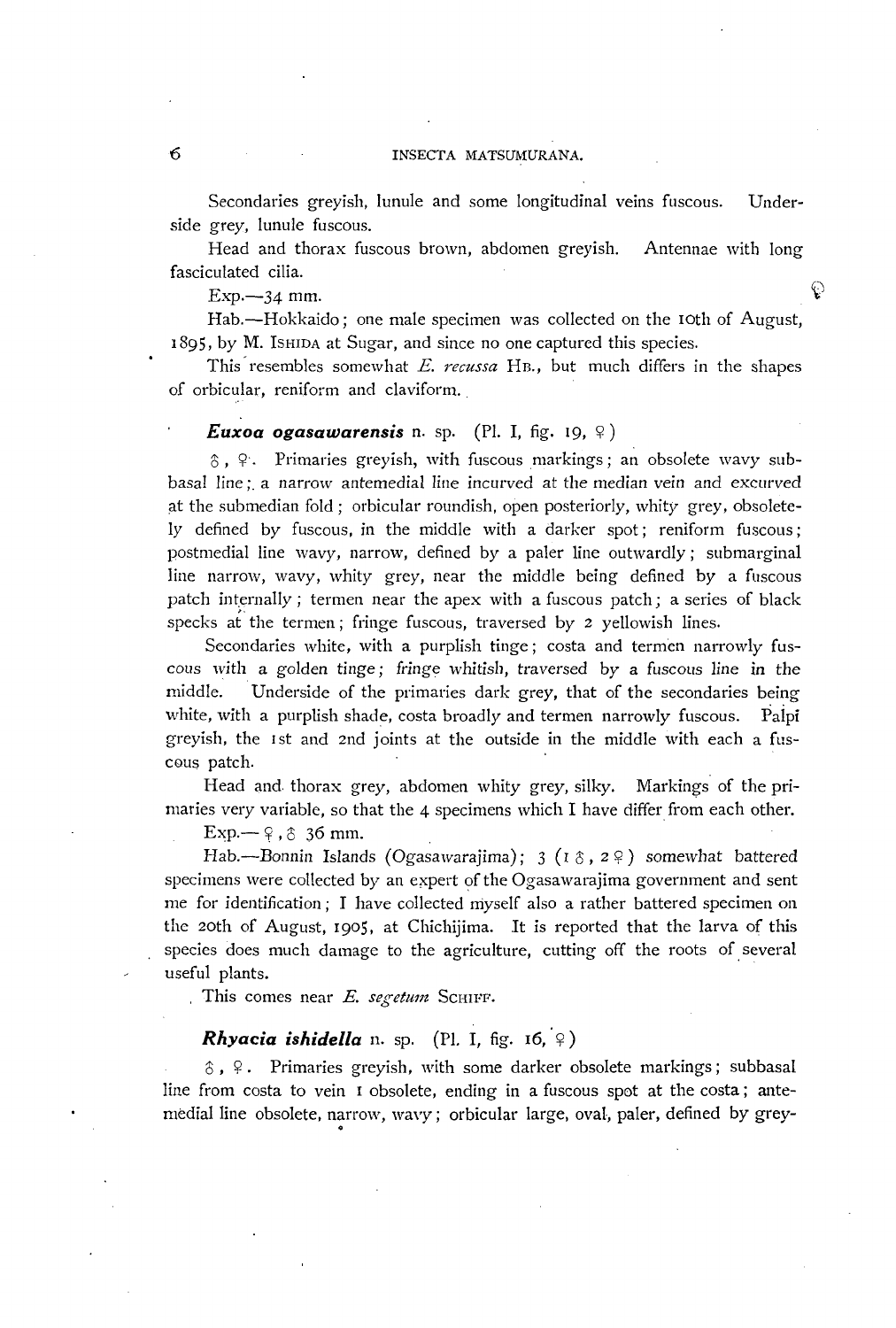Secondaries greyish, lunule and some longitudinal veins fuscous. Underside grey, lunule fuscous.

Head and thorax fuscous brown, abdomen greyish. Antennae with long fasciculated cilia.

Exp.—34 mm.

Hab.—Hokkaido; one male specimen was collected on the 10th of August, 1895, by M. ISHIDA at Sugar, and since no one captured this species.

This resembles somewhat *E. recussa* HB., but much differs in the shapes of orbicular, reniform and claviform.

***Euxoa ogasawarensis*** n. sp. (Pl. I, fig. 19, ♀)

♂, ♀. Primaries greyish, with fuscous markings; an obsolete wavy subbasal line; a narrow antemedial line incurved at the median vein and excurved at the submedian fold; orbicular roundish, open posteriorly, whity grey, obsoletely defined by fuscous, in the middle with a darker spot; reniform fuscous; postmedial line wavy, narrow, defined by a paler line outwardly; submarginal line narrow, wavy, whity grey, near the middle being defined by a fuscous patch internally; termen near the apex with a fuscous patch; a series of black specks at the termen; fringe fuscous, traversed by 2 yellowish lines.

Secondaries white, with a purplish tinge; costa and termen narrowly fuscous with a golden tinge; fringe whitish, traversed by a fuscous line in the middle. Underside of the primaries dark grey, that of the secondaries being white, with a purplish shade, costa broadly and termen narrowly fuscous. Palpi greyish, the 1st and 2nd joints at the outside in the middle with each a fuscous patch.

Head and thorax grey, abdomen whity grey, silky. Markings of the primaries very variable, so that the 4 specimens which I have differ from each other.

Exp.—♀, ♂ 36 mm.

Hab.—Bonnin Islands (Ogasawarajima); 3 (1 ♂, 2 ♀) somewhat battered specimens were collected by an expert of the Ogasawarajima government and sent me for identification; I have collected myself also a rather battered specimen on the 20th of August, 1905, at Chichijima. It is reported that the larva of this species does much damage to the agriculture, cutting off the roots of several useful plants.

This comes near *E. segetum* SCHIFF.

***Rhyacia ishidella*** n. sp. (Pl. I, fig. 16, ♀)

♂, ♀. Primaries greyish, with some darker obsolete markings; subbasal line from costa to vein 1 obsolete, ending in a fuscous spot at the costa; antemedial line obsolete, narrow, wavy; orbicular large, oval, paler, defined by grey-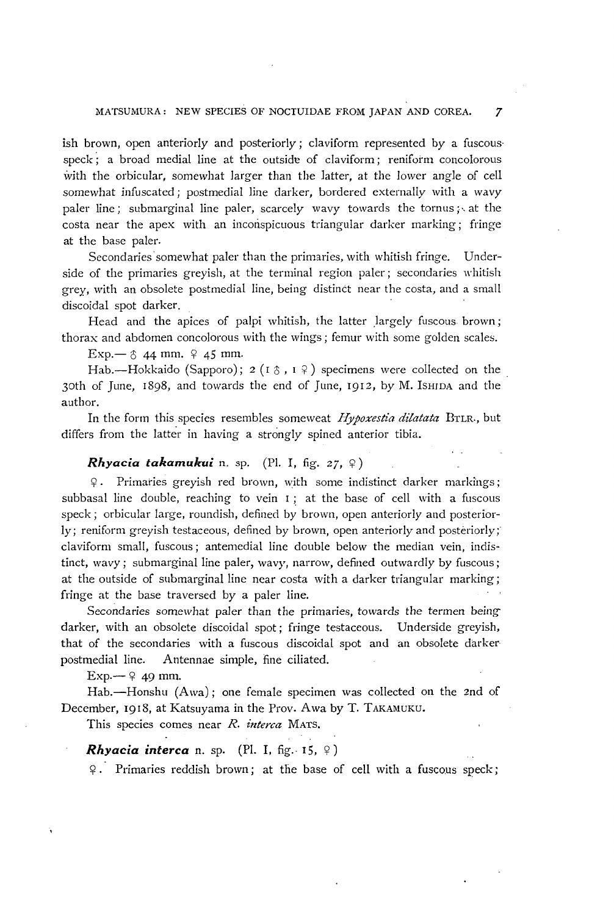ish brown, open anteriorly and posteriorly; claviform represented by a fuscous speck; a broad medial line at the outside of claviform; reniform concolorous with the orbicular, somewhat larger than the latter, at the lower angle of cell somewhat infuscated; postmedial line darker, bordered externally with a wavy paler line; submarginal line paler, scarcely wavy towards the tornus; at the costa near the apex with an inconspicuous triangular darker marking; fringe at the base paler.

Secondaries somewhat paler than the primaries, with whitish fringe. Underside of the primaries greyish, at the terminal region paler; secondaries whitish grey, with an obsolete postmedial line, being distinct near the costa, and a small discoidal spot darker.

Head and the apices of palpi whitish, the latter largely fuscous brown; thorax and abdomen concolorous with the wings; femur with some golden scales.

Exp.—♂ 44 mm. ♀ 45 mm.

Hab.—Hokkaido (Sapporo); 2 (1 ♂, 1 ♀) specimens were collected on the 30th of June, 1898, and towards the end of June, 1912, by M. ISHIDA and the author.

In the form this species resembles someweat *Hypoxestia dilatata* BTLR., but differs from the latter in having a strongly spined anterior tibia.

***Rhyacia takamukui*** n. sp. (Pl. I, fig. 27, ♀)

♀. Primaries greyish red brown, with some indistinct darker markings; subbasal line double, reaching to vein 1; at the base of cell with a fuscous speck; orbicular large, roundish, defined by brown, open anteriorly and posteriorly; reniform greyish testaceous, defined by brown, open anteriorly and posteriorly; claviform small, fuscous; antemedial line double below the median vein, indistinct, wavy; submarginal line paler, wavy, narrow, defined outwardly by fuscous; at the outside of submarginal line near costa with a darker triangular marking; fringe at the base traversed by a paler line.

Secondaries somewhat paler than the primaries, towards the termen being darker, with an obsolete discoidal spot; fringe testaceous. Underside greyish, that of the secondaries with a fuscous discoidal spot and an obsolete darker postmedial line. Antennae simple, fine ciliated.

Exp.—♀ 49 mm.

Hab.—Honshu (Awa); one female specimen was collected on the 2nd of December, 1918, at Katsuyama in the Prov. Awa by T. TAKAMUKU.

This species comes near *R. interca* MATS.

***Rhyacia interca*** n. sp. (Pl. I, fig. 15, ♀)

♀. Primaries reddish brown; at the base of cell with a fuscous speck;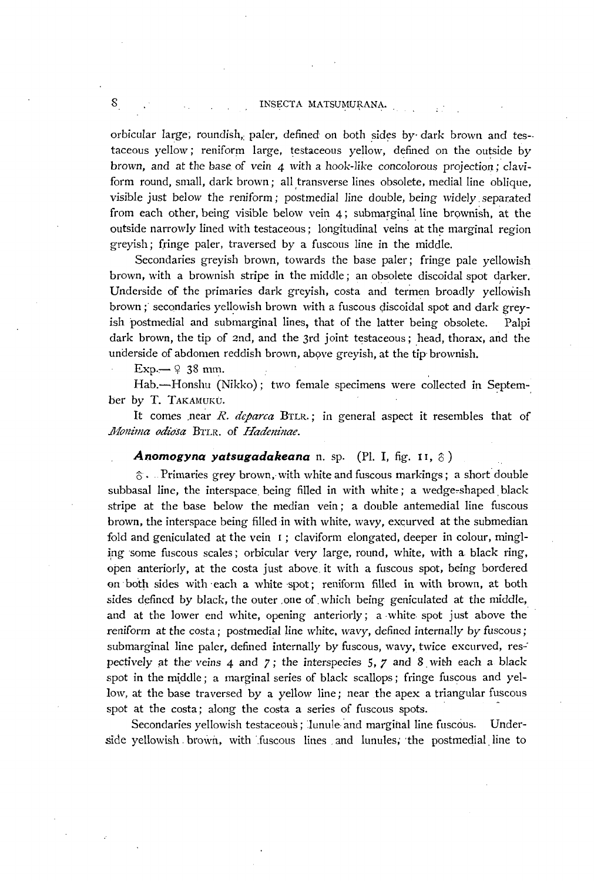orbicular large, roundish, paler, defined on both sides by dark brown and testaceous yellow; reniform large, testaceous yellow, defined on the outside by brown, and at the base of vein 4 with a hook-like concolorous projection; claviform round, small, dark brown; all transverse lines obsolete, medial line oblique, visible just below the reniform; postmedial line double, being widely separated from each other, being visible below vein 4; submarginal line brownish, at the outside narrowly lined with testaceous; longitudinal veins at the marginal region greyish; fringe paler, traversed by a fuscous line in the middle.

Secondaries greyish brown, towards the base paler; fringe pale yellowish brown, with a brownish stripe in the middle; an obsolete discoidal spot darker. Underside of the primaries dark greyish, costa and termen broadly yellowish brown; secondaries yellowish brown with a fuscous discoidal spot and dark greyish postmedial and submarginal lines, that of the latter being obsolete. Palpi dark brown, the tip of 2nd, and the 3rd joint testaceous; head, thorax, and the underside of abdomen reddish brown, above greyish, at the tip brownish.

Exp.—♀ 38 mm.

Hab.—Honshu (Nikko); two female specimens were collected in September by T. TAKAMUKU.

It comes near *R. deparca* BTLR.; in general aspect it resembles that of *Monima odiosa* BTLR. of *Hadeninae*.

### *Anomogyna yatsugadakeana* n. sp. (Pl. I, fig. 11, ♂)

♂. Primaries grey brown, with white and fuscous markings; a short double subbasal line, the interspace being filled in with white; a wedge-shaped black stripe at the base below the median vein; a double antemedial line fuscous brown, the interspace being filled in with white, wavy, excurved at the submedian fold and geniculated at the vein 1; claviform elongated, deeper in colour, mingling some fuscous scales; orbicular very large, round, white, with a black ring, open anteriorly, at the costa just above it with a fuscous spot, being bordered on both sides with each a white spot; reniform filled in with brown, at both sides defined by black, the outer one of which being geniculated at the middle, and at the lower end white, opening anteriorly; a white spot just above the reniform at the costa; postmedial line white, wavy, defined internally by fuscous; submarginal line paler, defined internally by fuscous, wavy, twice excurved, respectively at the veins 4 and 7; the interspecies 5, 7 and 8 with each a black spot in the middle; a marginal series of black scallops; fringe fuscous and yellow, at the base traversed by a yellow line; near the apex a triangular fuscous spot at the costa; along the costa a series of fuscous spots.

Secondaries yellowish testaceous; lunule and marginal line fuscous. Underside yellowish brown, with fuscous lines and lunules; the postmedial line to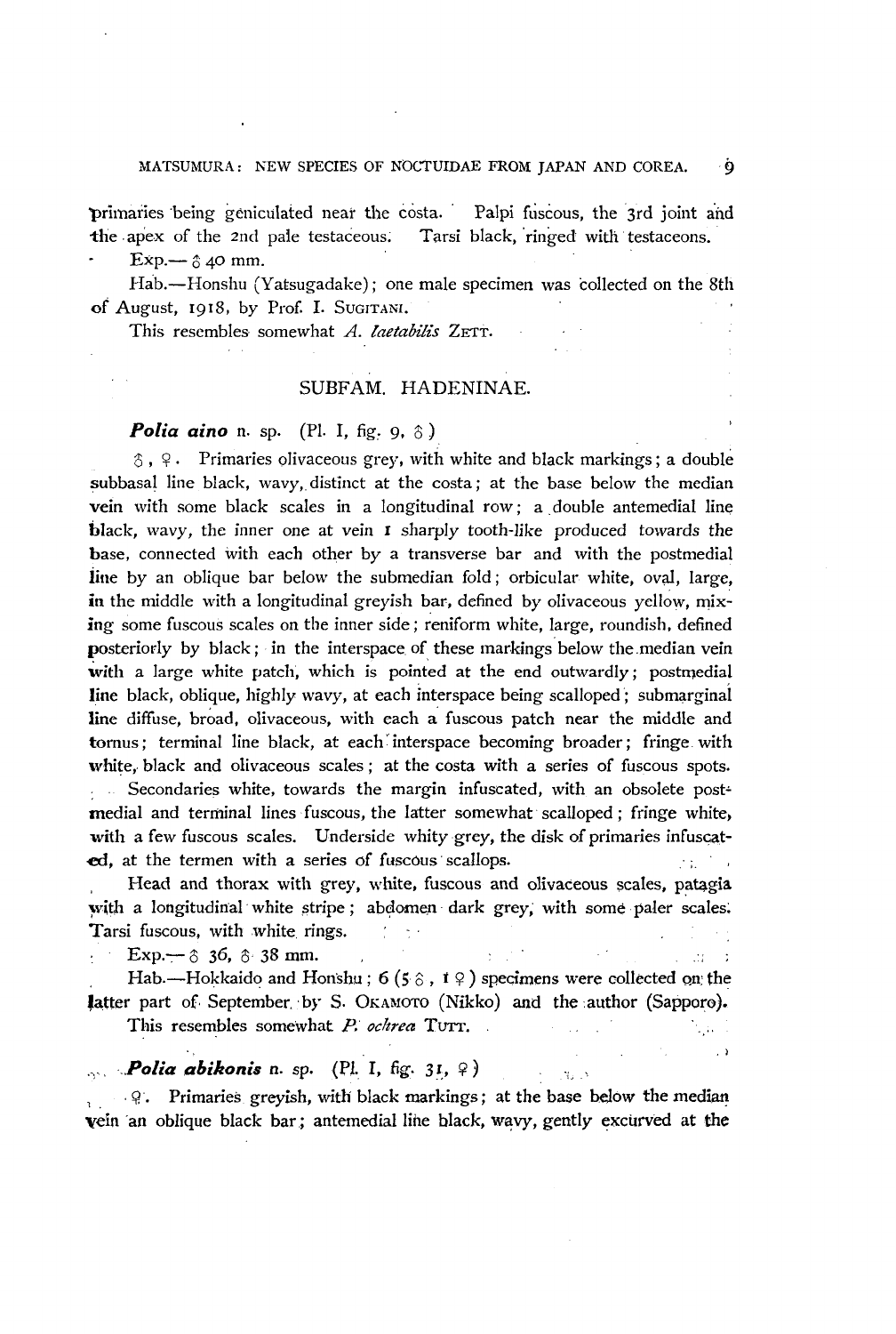primaries being geniculated near the costa. Palpi fuscous, the 3rd joint and the apex of the 2nd pale testaceous. Tarsi black, ringed with testaceons.

Exp.—♂ 40 mm.

Hab.—Honshu (Yatsugadake); one male specimen was collected on the 8th of August, 1918, by Prof. I. SUGITANI.

This resembles somewhat *A. laetabilis* ZETT.

## SUBFAM. HADENINAE.

***Polia aino*** n. sp. (Pl. I, fig. 9, ♂)

♂, ♀. Primaries olivaceous grey, with white and black markings; a double subbasal line black, wavy, distinct at the costa; at the base below the median vein with some black scales in a longitudinal row; a double antemedial line black, wavy, the inner one at vein 1 sharply tooth-like produced towards the base, connected with each other by a transverse bar and with the postmedial line by an oblique bar below the submedian fold; orbicular white, oval, large, in the middle with a longitudinal greyish bar, defined by olivaceous yellow, mixing some fuscous scales on the inner side; reniform white, large, roundish, defined posteriorly by black; in the interspace of these markings below the median vein with a large white patch, which is pointed at the end outwardly; postmedial line black, oblique, highly wavy, at each interspace being scalloped; submarginal line diffuse, broad, olivaceous, with each a fuscous patch near the middle and tornus; terminal line black, at each interspace becoming broader; fringe with white, black and olivaceous scales; at the costa with a series of fuscous spots. Secondaries white, towards the margin infuscated, with an obsolete postmedial and terminal lines fuscous, the latter somewhat scalloped; fringe white, with a few fuscous scales. Underside whity grey, the disk of primaries infuscated, at the termen with a series of fuscous scallops.

Head and thorax with grey, white, fuscous and olivaceous scales, patagia with a longitudinal white stripe; abdomen dark grey, with some paler scales. Tarsi fuscous, with white rings.

Exp.—♂ 36, ♂ 38 mm.

Hab.—Hokkaido and Honshu; 6 (5 ♂, 1 ♀) specimens were collected on the latter part of September by S. OKAMOTO (Nikko) and the author (Sapporo).

This resembles somewhat *P. ochrea* TUTT.

***Polia abikonis*** n. sp. (Pl. I, fig. 31, ♀)

♀. Primaries greyish, with black markings; at the base below the median vein an oblique black bar; antemedial line black, wavy, gently excurved at the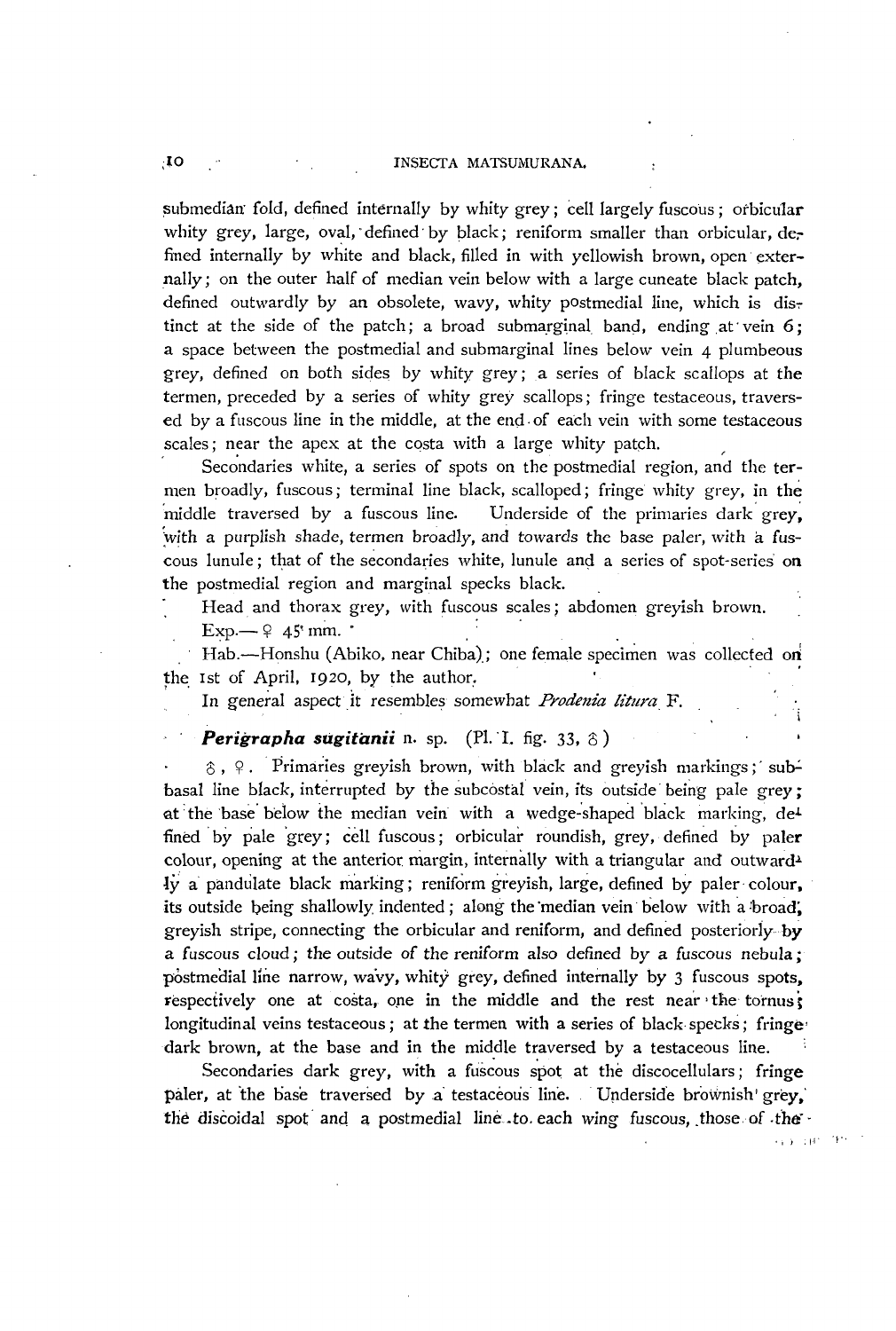submedian fold, defined internally by whity grey; cell largely fuscous; orbicular whity grey, large, oval, defined by black; reniform smaller than orbicular, defined internally by white and black, filled in with yellowish brown, open externally; on the outer half of median vein below with a large cuneate black patch, defined outwardly by an obsolete, wavy, whity postmedial line, which is distinct at the side of the patch; a broad submarginal band, ending at vein 6; a space between the postmedial and submarginal lines below vein 4 plumbeous grey, defined on both sides by whity grey; a series of black scallops at the termen, preceded by a series of whity grey scallops; fringe testaceous, traversed by a fuscous line in the middle, at the end of each vein with some testaceous scales; near the apex at the costa with a large whity patch.

Secondaries white, a series of spots on the postmedial region, and the termen broadly, fuscous; terminal line black, scalloped; fringe whity grey, in the middle traversed by a fuscous line. Underside of the primaries dark grey, with a purplish shade, termen broadly, and towards the base paler, with a fuscous lunule; that of the secondaries white, lunule and a series of spot-series on the postmedial region and marginal specks black.

Head and thorax grey, with fuscous scales; abdomen greyish brown.

Exp.—♀ 45 mm.

Hab.—Honshu (Abiko, near Chiba); one female specimen was collected on the 1st of April, 1920, by the author.

In general aspect it resembles somewhat *Prodenia litura* F.

### ***Perigrapha sugitanii*** n. sp. (Pl. I. fig. 33, ♂)

♂, ♀. Primaries greyish brown, with black and greyish markings; subbasal line black, interrupted by the subcostal vein, its outside being pale grey; at the base below the median vein with a wedge-shaped black marking, defined by pale grey; cell fuscous; orbicular roundish, grey, defined by paler colour, opening at the anterior margin, internally with a triangular and outwardly a pandulate black marking; reniform greyish, large, defined by paler colour, its outside being shallowly indented; along the median vein below with a broad, greyish stripe, connecting the orbicular and reniform, and defined posteriorly by a fuscous cloud; the outside of the reniform also defined by a fuscous nebula; postmedial line narrow, wavy, whity grey, defined internally by 3 fuscous spots, respectively one at costa, one in the middle and the rest near the tornus; longitudinal veins testaceous; at the termen with a series of black specks; fringe dark brown, at the base and in the middle traversed by a testaceous line.

Secondaries dark grey, with a fuscous spot at the discocellulars; fringe paler, at the base traversed by a testaceous line. Underside brownish grey, the discoidal spot and a postmedial line to each wing fuscous, those of the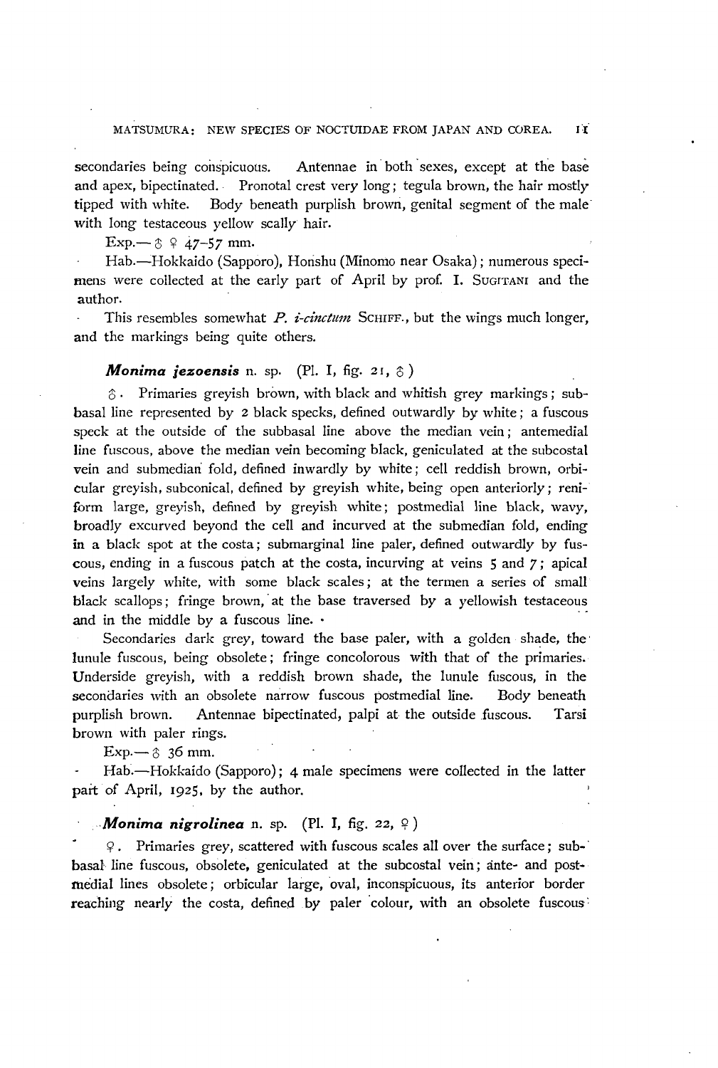secondaries being conspicuous. Antennae in both sexes, except at the base and apex, bipectinated. Pronotal crest very long; tegula brown, the hair mostly tipped with white. Body beneath purplish brown, genital segment of the male with long testaceous yellow scally hair.

Exp.—♂ ♀ 47–57 mm.

Hab.—Hokkaido (Sapporo), Honshu (Minomo near Osaka); numerous specimens were collected at the early part of April by prof. I. SUGITANI and the author.

This resembles somewhat *P. i-cinctum* SCHIFF., but the wings much longer, and the markings being quite others.

### ***Monima jezoensis*** n. sp. (Pl. I, fig. 21, ♂)

♂. Primaries greyish brown, with black and whitish grey markings; subbasal line represented by 2 black specks, defined outwardly by white; a fuscous speck at the outside of the subbasal line above the median vein; antemedial line fuscous, above the median vein becoming black, geniculated at the subcostal vein and submedian fold, defined inwardly by white; cell reddish brown, orbicular greyish, subconical, defined by greyish white, being open anteriorly; reniform large, greyish, defined by greyish white; postmedial line black, wavy, broadly excurved beyond the cell and incurved at the submedian fold, ending in a black spot at the costa; submarginal line paler, defined outwardly by fuscous, ending in a fuscous patch at the costa, incurving at veins 5 and 7; apical veins largely white, with some black scales; at the termen a series of small black scallops; fringe brown, at the base traversed by a yellowish testaceous and in the middle by a fuscous line.

Secondaries dark grey, toward the base paler, with a golden shade, the lunule fuscous, being obsolete; fringe concolorous with that of the primaries. Underside greyish, with a reddish brown shade, the lunule fuscous, in the secondaries with an obsolete narrow fuscous postmedial line. Body beneath purplish brown. Antennae bipectinated, palpi at the outside fuscous. Tarsi brown with paler rings.

Exp.—♂ 36 mm.

Hab.—Hokkaido (Sapporo); 4 male specimens were collected in the latter part of April, 1925, by the author.

### ***Monima nigrolinea*** n. sp. (Pl. I, fig. 22, ♀)

♀. Primaries grey, scattered with fuscous scales all over the surface; subbasal line fuscous, obsolete, geniculated at the subcostal vein; ante- and postmedial lines obsolete; orbicular large, oval, inconspicuous, its anterior border reaching nearly the costa, defined by paler colour, with an obsolete fuscous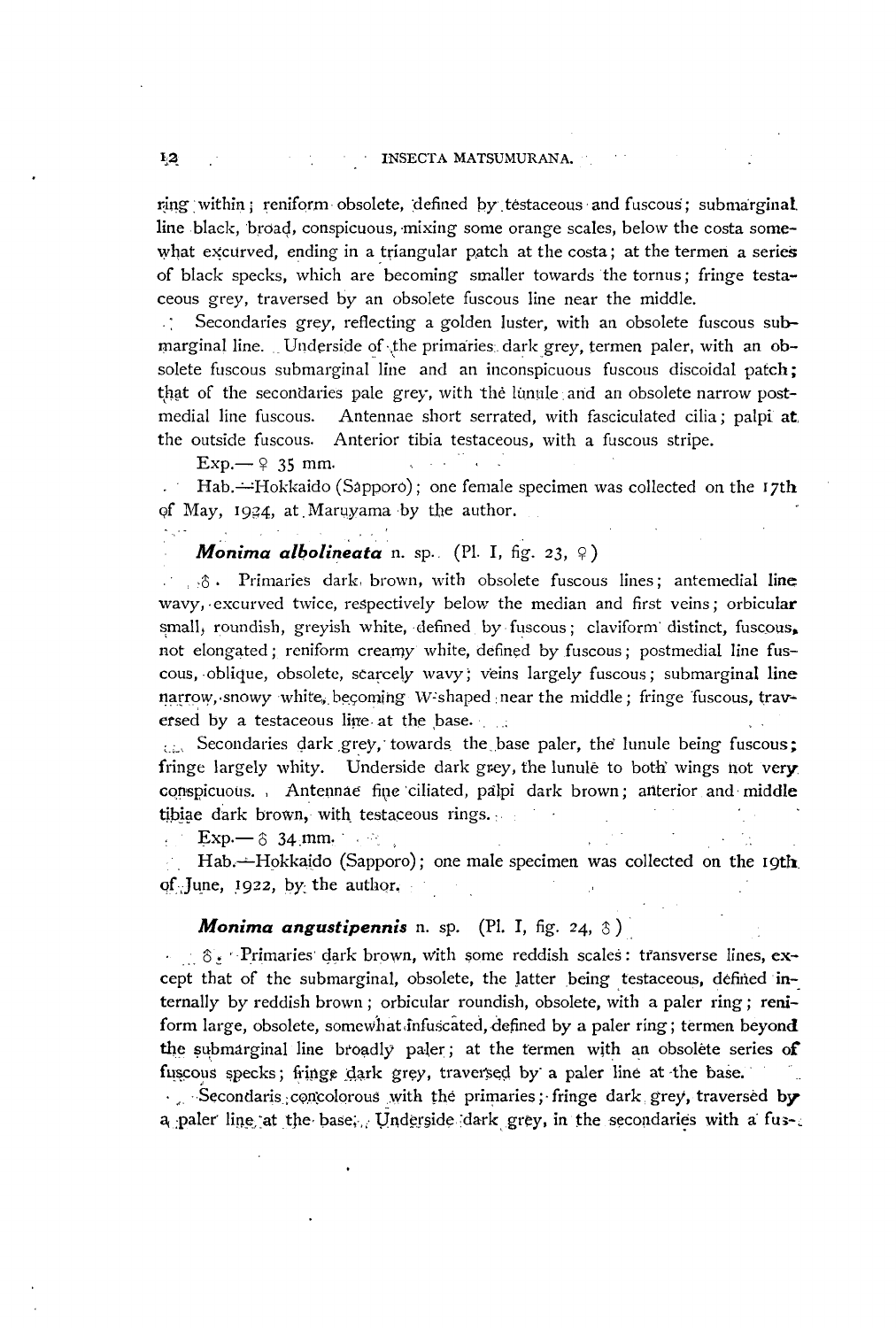ring within; reniform obsolete, defined by testaceous and fuscous; submarginal line black, broad, conspicuous, mixing some orange scales, below the costa somewhat excurved, ending in a triangular patch at the costa; at the termen a series of black specks, which are becoming smaller towards the tornus; fringe testaceous grey, traversed by an obsolete fuscous line near the middle.

Secondaries grey, reflecting a golden luster, with an obsolete fuscous submarginal line. Underside of the primaries dark grey, termen paler, with an obsolete fuscous submarginal line and an inconspicuous fuscous discoidal patch; that of the secondaries pale grey, with the lunule and an obsolete narrow postmedial line fuscous. Antennae short serrated, with fasciculated cilia; palpi at the outside fuscous. Anterior tibia testaceous, with a fuscous stripe.

Exp.— ♀ 35 mm.

Hab.—Hokkaido (Sapporo); one female specimen was collected on the 17th of May, 1924, at Maruyama by the author.

### *Monima albolineata* n. sp. (Pl. I, fig. 23, ♀)

♂. Primaries dark brown, with obsolete fuscous lines; antemedial line wavy, excurved twice, respectively below the median and first veins; orbicular small, roundish, greyish white, defined by fuscous; claviform distinct, fuscous, not elongated; reniform creamy white, defined by fuscous; postmedial line fuscous, oblique, obsolete, scarcely wavy; veins largely fuscous; submarginal line narrow, snowy white, becoming W-shaped near the middle; fringe fuscous, traversed by a testaceous line at the base.

Secondaries dark grey, towards the base paler, the lunule being fuscous; fringe largely whity. Underside dark grey, the lunule to both wings not very conspicuous. Antennae fine ciliated, palpi dark brown; anterior and middle tibiae dark brown, with testaceous rings.

Exp.— ♂ 34 mm.

Hab.—Hokkaido (Sapporo); one male specimen was collected on the 19th of June, 1922, by the author.

### *Monima angustipennis* n. sp. (Pl. I, fig. 24, ♂)

♂. Primaries dark brown, with some reddish scales: transverse lines, except that of the submarginal, obsolete, the latter being testaceous, defined internally by reddish brown; orbicular roundish, obsolete, with a paler ring; reniform large, obsolete, somewhat infuscated, defined by a paler ring; termen beyond the submarginal line broadly paler; at the termen with an obsolete series of fuscous specks; fringe dark grey, traversed by a paler line at the base.

Secondaris concolorous with the primaries; fringe dark grey, traversed by a paler line at the base. Underside dark grey, in the secondaries with a fus-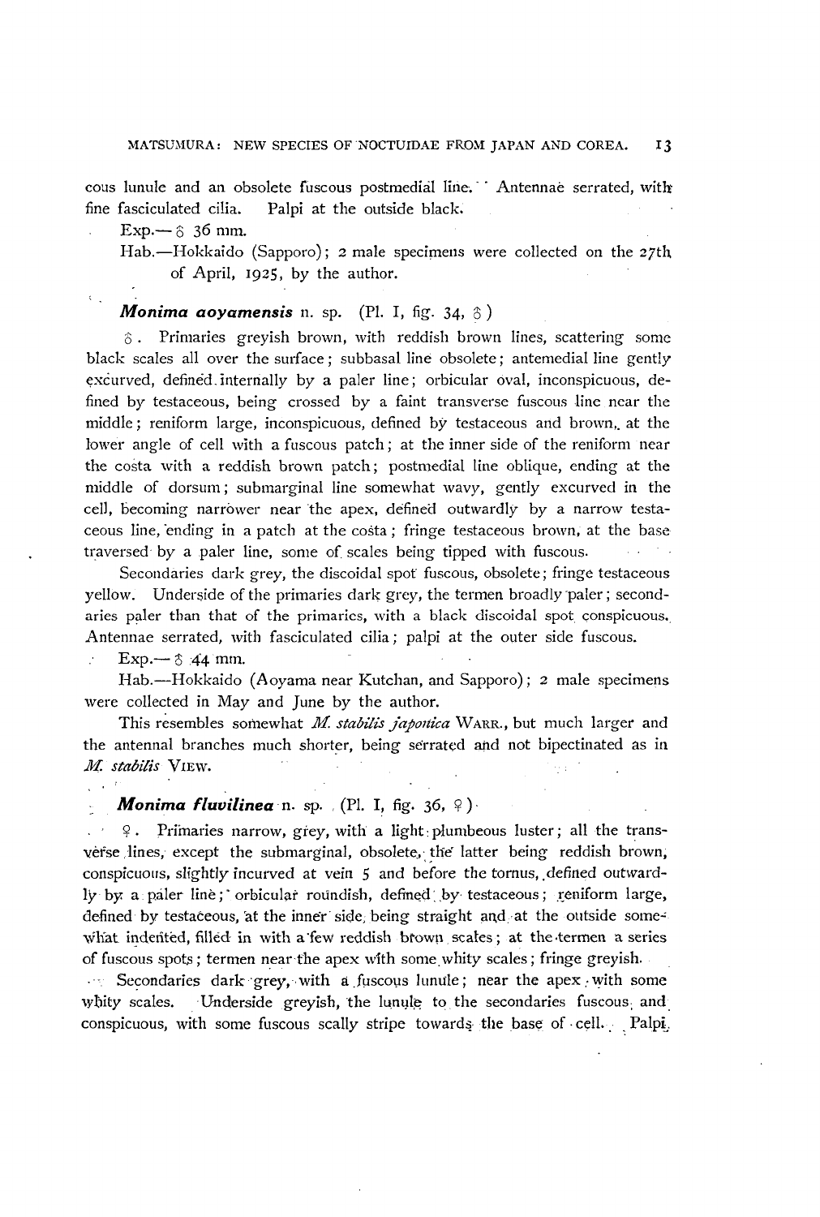cous lunule and an obsolete fuscous postmedial line. Antennae serrated, with fine fasciculated cilia. Palpi at the outside black.

Exp.—♂ 36 mm.

Hab.—Hokkaido (Sapporo); 2 male specimens were collected on the 27th of April, 1925, by the author.

### ***Monima aoyamensis*** n. sp. (Pl. I, fig. 34, ♂)

♂. Primaries greyish brown, with reddish brown lines, scattering some black scales all over the surface; subbasal line obsolete; antemedial line gently excurved, defined internally by a paler line; orbicular oval, inconspicuous, defined by testaceous, being crossed by a faint transverse fuscous line near the middle; reniform large, inconspicuous, defined by testaceous and brown, at the lower angle of cell with a fuscous patch; at the inner side of the reniform near the costa with a reddish brown patch; postmedial line oblique, ending at the middle of dorsum; submarginal line somewhat wavy, gently excurved in the cell, becoming narrower near the apex, defined outwardly by a narrow testaceous line, ending in a patch at the costa; fringe testaceous brown, at the base traversed by a paler line, some of scales being tipped with fuscous.

Secondaries dark grey, the discoidal spot fuscous, obsolete; fringe testaceous yellow. Underside of the primaries dark grey, the termen broadly paler; secondaries paler than that of the primaries, with a black discoidal spot conspicuous. Antennae serrated, with fasciculated cilia; palpi at the outer side fuscous.

Exp.—♂ 44 mm.

Hab.—Hokkaido (Aoyama near Kutchan, and Sapporo); 2 male specimens were collected in May and June by the author.

This resembles somewhat *M. stabilis japonica* WARR., but much larger and the antennal branches much shorter, being serrated and not bipectinated as in *M. stabilis* VIEW.

### ***Monima fluvilinea*** n. sp. (Pl. I, fig. 36, ♀)

♀. Primaries narrow, grey, with a light plumbeous luster; all the transverse lines, except the submarginal, obsolete, the latter being reddish brown, conspicuous, slightly incurved at vein 5 and before the tornus, defined outwardly by a paler line; orbicular roundish, defined by testaceous; reniform large, defined by testaceous, at the inner side being straight and at the outside somewhat indented, filled in with a few reddish brown scales; at the termen a series of fuscous spots; termen near the apex with some whity scales; fringe greyish.

Secondaries dark grey, with a fuscous lunule; near the apex with some whity scales. Underside greyish, the lunule to the secondaries fuscous and conspicuous, with some fuscous scally stripe towards the base of cell. Palpi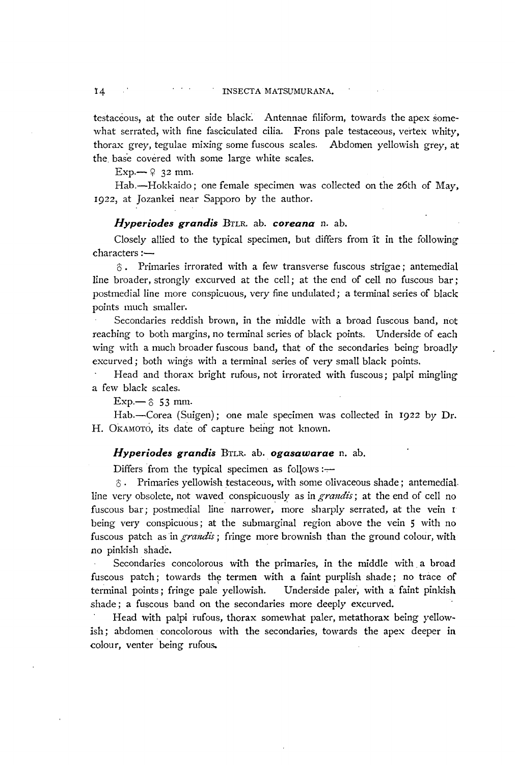testaceous, at the outer side black. Antennae filiform, towards the apex somewhat serrated, with fine fasciculated cilia. Frons pale testaceous, vertex whity, thorax grey, tegulae mixing some fuscous scales. Abdomen yellowish grey, at the base covered with some large white scales.

Exp.—♀ 32 mm.

Hab.—Hokkaido; one female specimen was collected on the 26th of May, 1922, at Jozankei near Sapporo by the author.

### *Hyperiodes grandis* BTLR. ab. *coreana* n. ab.

Closely allied to the typical specimen, but differs from it in the following characters:—

♂. Primaries irrorated with a few transverse fuscous strigae; antemedial line broader, strongly excurved at the cell; at the end of cell no fuscous bar; postmedial line more conspicuous, very fine undulated; a terminal series of black points much smaller.

Secondaries reddish brown, in the middle with a broad fuscous band, not reaching to both margins, no terminal series of black points. Underside of each wing with a much broader fuscous band, that of the secondaries being broadly excurved; both wings with a terminal series of very small black points.

Head and thorax bright rufous, not irrorated with fuscous; palpi mingling a few black scales.

Exp.—♂ 53 mm.

Hab.—Corea (Suigen); one male specimen was collected in 1922 by Dr. H. OKAMOTO, its date of capture being not known.

### *Hyperiodes grandis* BTLR. ab. *ogasawarae* n. ab.

Differs from the typical specimen as follows:—

♂. Primaries yellowish testaceous, with some olivaceous shade; antemedial line very obsolete, not waved conspicuously as in *grandis*; at the end of cell no fuscous bar; postmedial line narrower, more sharply serrated, at the vein 1 being very conspicuous; at the submarginal region above the vein 5 with no fuscous patch as in *grandis*; fringe more brownish than the ground colour, with no pinkish shade.

Secondaries concolorous with the primaries, in the middle with a broad fuscous patch; towards the termen with a faint purplish shade; no trace of terminal points; fringe pale yellowish. Underside paler, with a faint pinkish shade; a fuscous band on the secondaries more deeply excurved.

Head with palpi rufous, thorax somewhat paler, metathorax being yellowish; abdomen concolorous with the secondaries, towards the apex deeper in colour, venter being rufous.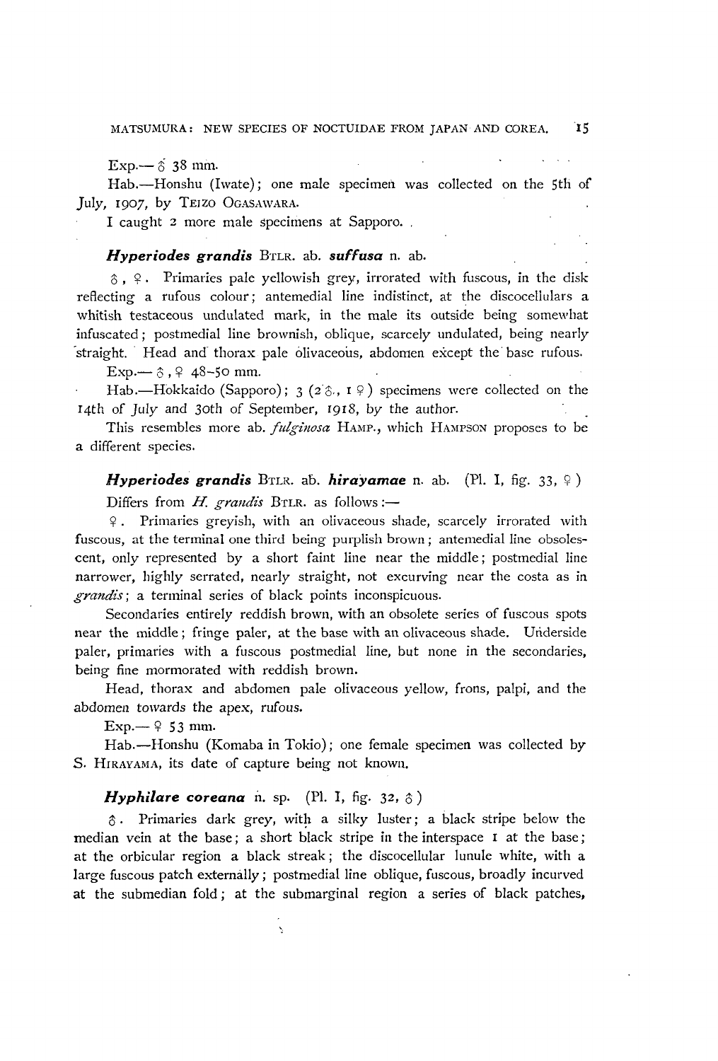Exp.—♂ 38 mm.

Hab.—Honshu (Iwate); one male specimen was collected on the 5th of July, 1907, by TEIZO OGASAWARA.

I caught 2 more male specimens at Sapporo.

### *Hyperiodes grandis* BTLR. ab. *suffusa* n. ab.

♂, ♀. Primaries pale yellowish grey, irrorated with fuscous, in the disk reflecting a rufous colour; antemedial line indistinct, at the discocellulars a whitish testaceous undulated mark, in the male its outside being somewhat infuscated; postmedial line brownish, oblique, scarcely undulated, being nearly straight. Head and thorax pale olivaceous, abdomen except the base rufous.

Exp.—♂, ♀ 48–50 mm.

Hab.—Hokkaido (Sapporo); 3 (2♂, 1♀) specimens were collected on the 14th of July and 30th of September, 1918, by the author.

This resembles more ab. *fulginosa* HAMP., which HAMPSON proposes to be a different species.

### *Hyperiodes grandis* BTLR. ab. *hirayamae* n. ab. (Pl. I, fig. 33, ♀)

Differs from *H. grandis* BTLR. as follows:—

♀. Primaries greyish, with an olivaceous shade, scarcely irrorated with fuscous, at the terminal one third being purplish brown; antemedial line obsolescent, only represented by a short faint line near the middle; postmedial line narrower, highly serrated, nearly straight, not excurving near the costa as in *grandis*; a terminal series of black points inconspicuous.

Secondaries entirely reddish brown, with an obsolete series of fuscous spots near the middle; fringe paler, at the base with an olivaceous shade. Underside paler, primaries with a fuscous postmedial line, but none in the secondaries, being fine mormorated with reddish brown.

Head, thorax and abdomen pale olivaceous yellow, frons, palpi, and the abdomen towards the apex, rufous.

Exp.—♀ 53 mm.

Hab.—Honshu (Komaba in Tokio); one female specimen was collected by S. HIRAYAMA, its date of capture being not known.

### *Hyphilare coreana* n. sp. (Pl. I, fig. 32, ♂)

♂. Primaries dark grey, with a silky luster; a black stripe below the median vein at the base; a short black stripe in the interspace 1 at the base; at the orbicular region a black streak; the discocellular lunule white, with a large fuscous patch externally; postmedial line oblique, fuscous, broadly incurved at the submedian fold; at the submarginal region a series of black patches,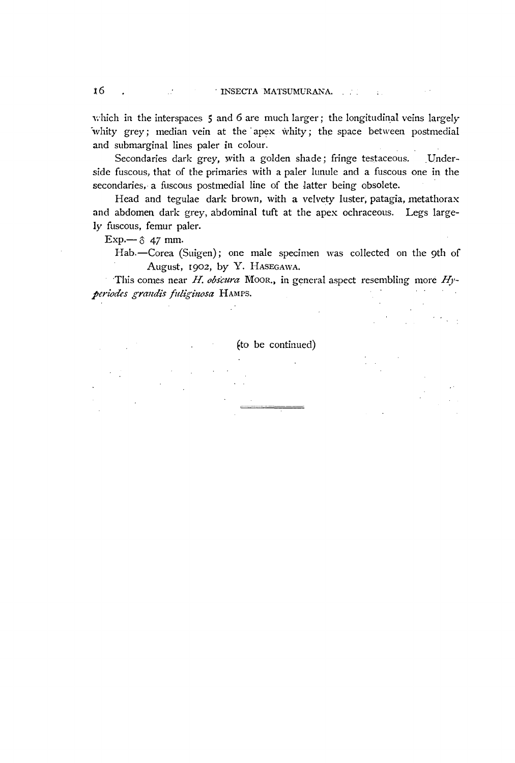which in the interspaces 5 and 6 are much larger; the longitudinal veins largely whity grey; median vein at the apex whity; the space between postmedial and submarginal lines paler in colour.

Secondaries dark grey, with a golden shade; fringe testaceous. Underside fuscous, that of the primaries with a paler lunule and a fuscous one in the secondaries, a fuscous postmedial line of the latter being obsolete.

Head and tegulae dark brown, with a velvety luster, patagia, metathorax and abdomen dark grey, abdominal tuft at the apex ochraceous. Legs largely fuscous, femur paler.

Exp.—♂ 47 mm.

Hab.—Corea (Suigen); one male specimen was collected on the 9th of August, 1902, by Y. HASEGAWA.

This comes near *H. obscura* MOOR., in general aspect resembling more *Hyperiodes grandis fuliginosa* HAMPS.

(to be continued)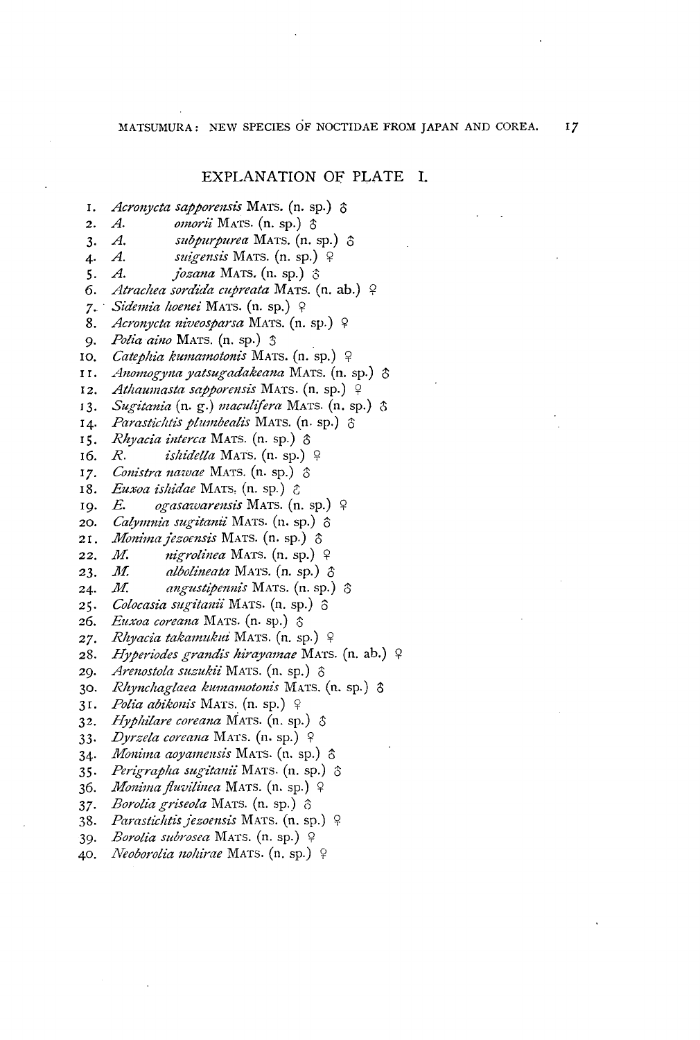## EXPLANATION OF PLATE I.

1. *Acronycta sapporensis* MATS. (n. sp.) ♂
2. *A. omorii* MATS. (n. sp.) ♂
3. *A. subpurpurea* MATS. (n. sp.) ♂
4. *A. suigensis* MATS. (n. sp.) ♀
5. *A. jozana* MATS. (n. sp.) ♂
6. *Atrachea sordida cupreata* MATS. (n. ab.) ♀
7. *Sidemia hoenei* MATS. (n. sp.) ♀
8. *Acronycta niveosparsa* MATS. (n. sp.) ♀
9. *Polia aino* MATS. (n. sp.) ♂
10. *Catephia kumamotonis* MATS. (n. sp.) ♀
11. *Anomogyna yatsugadakeana* MATS. (n. sp.) ♂
12. *Athaumasta sapporensis* MATS. (n. sp.) ♀
13. *Sugitania* (n. g.) *maculifera* MATS. (n. sp.) ♂
14. *Parastichtis plumbealis* MATS. (n. sp.) ♂
15. *Rhyacia interca* MATS. (n. sp.) ♂
16. *R. ishidella* MATS. (n. sp.) ♀
17. *Conistra nawae* MATS. (n. sp.) ♂
18. *Euxoa ishidae* MATS. (n. sp.) ♂
19. *E. ogasawarensis* MATS. (n. sp.) ♀
20. *Calymnia sugitanii* MATS. (n. sp.) ♂
21. *Monima jezoensis* MATS. (n. sp.) ♂
22. *M. nigrolinea* MATS. (n. sp.) ♀
23. *M. albolineata* MATS. (n. sp.) ♂
24. *M. angustipennis* MATS. (n. sp.) ♂
25. *Colocasia sugitanii* MATS. (n. sp.) ♂
26. *Euxoa coreana* MATS. (n. sp.) ♂
27. *Rhyacia takamukui* MATS. (n. sp.) ♀
28. *Hyperiodes grandis hirayamae* MATS. (n. ab.) ♀
29. *Arenostola suzukii* MATS. (n. sp.) ♂
30. *Rhynchaglaea kumamotonis* MATS. (n. sp.) ♂
31. *Polia abikonis* MATS. (n. sp.) ♀
32. *Hyphilare coreana* MATS. (n. sp.) ♂
33. *Dyrzela coreana* MATS. (n. sp.) ♀
34. *Monima aoyamensis* MATS. (n. sp.) ♂
35. *Perigrapha sugitanii* MATS. (n. sp.) ♂
36. *Monima fluvilinea* MATS. (n. sp.) ♀
37. *Borolia griseola* MATS. (n. sp.) ♂
38. *Parastichtis jezoensis* MATS. (n. sp.) ♀
39. *Borolia subrosea* MATS. (n. sp.) ♀
40. *Neoborolia nohirae* MATS. (n. sp.) ♀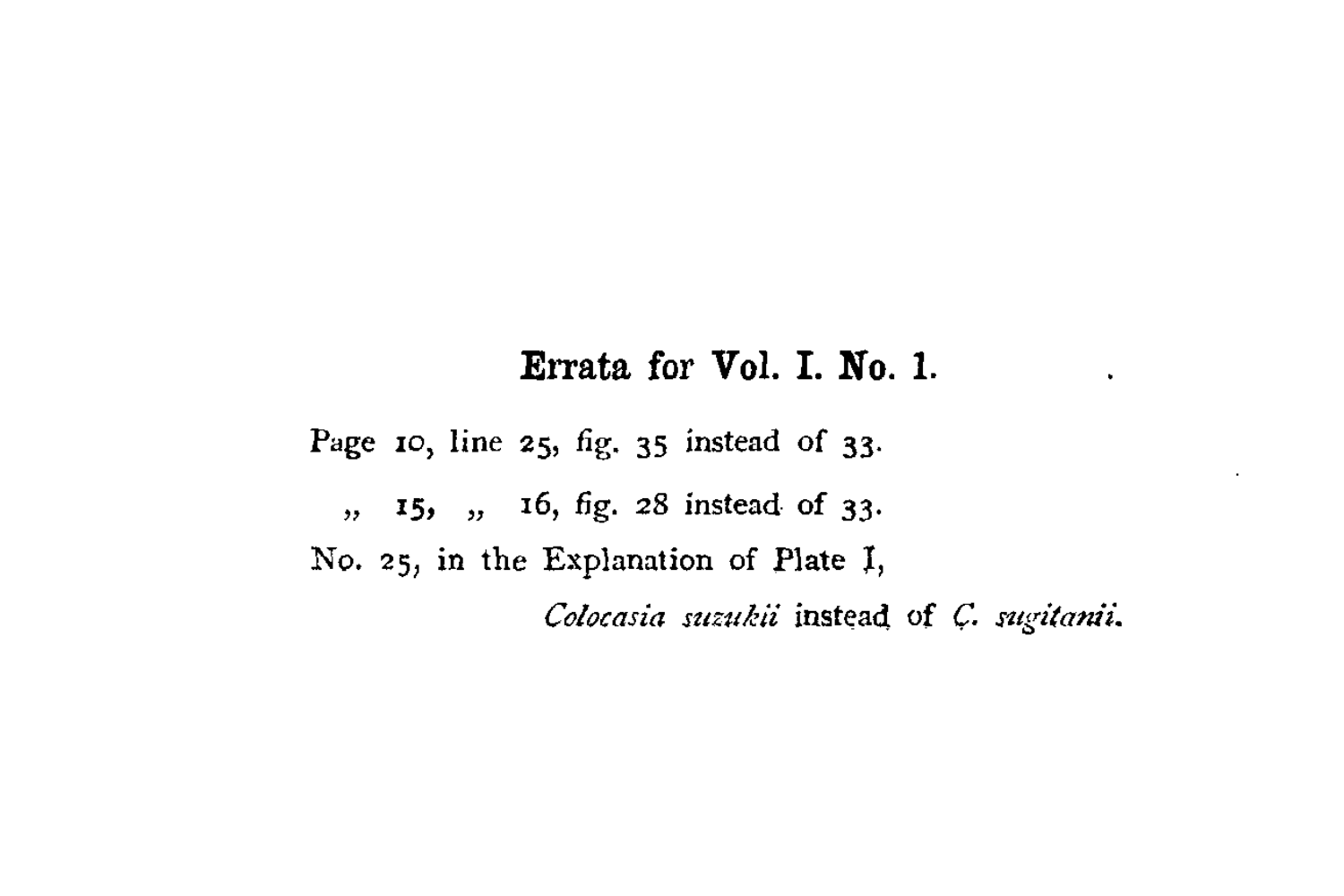## Errata for Vol. I. No. 1.

Page 10, line 25, fig. 35 instead of 33.

„ 15, „ 16, fig. 28 instead of 33.

No. 25, in the Explanation of Plate I,

*Colocasia suzukii* instead of *C. sugitanii*.